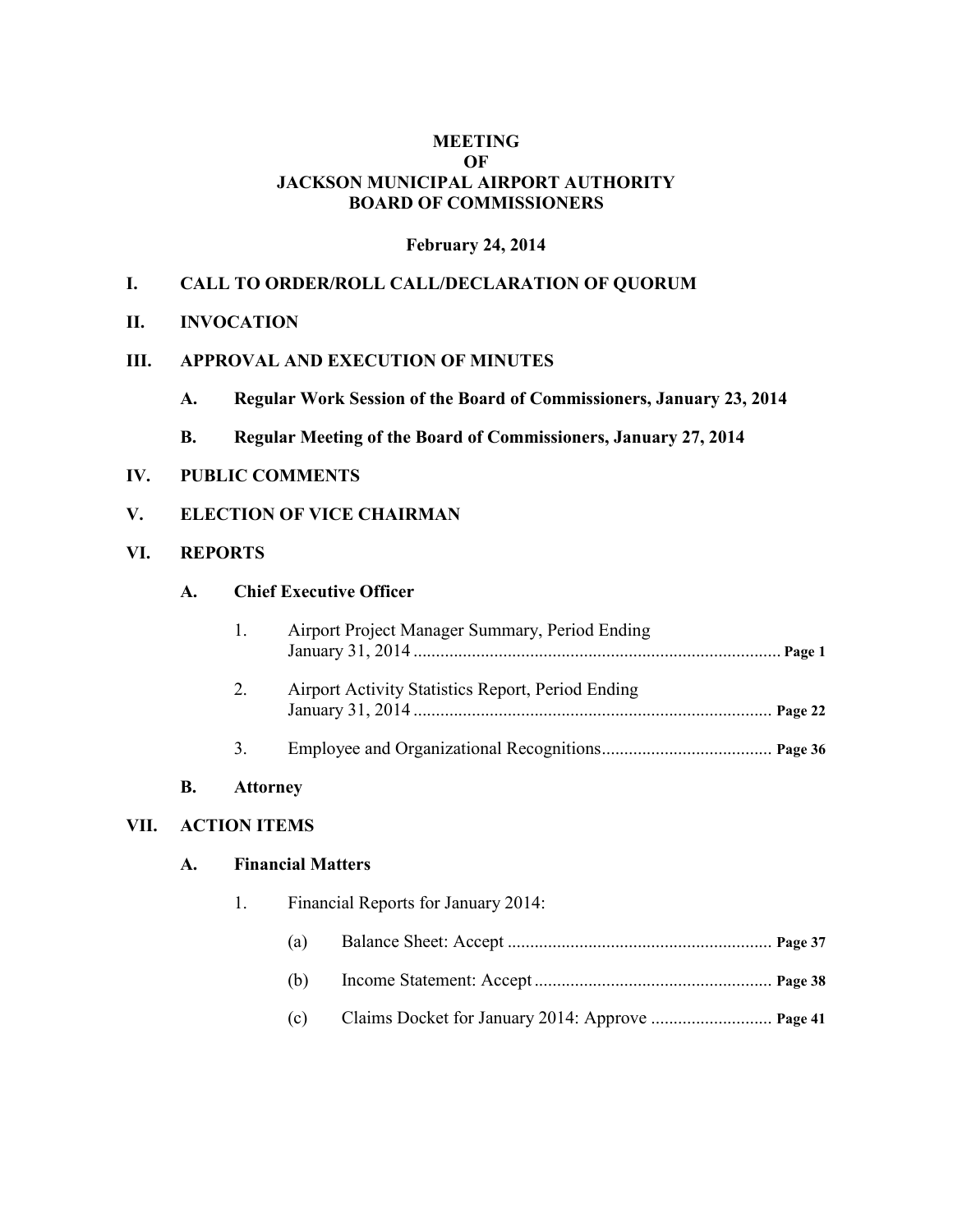# MEETING
# OF
# JACKSON MUNICIPAL AIRPORT AUTHORITY
# BOARD OF COMMISSIONERS

**February 24, 2014**

## I. CALL TO ORDER/ROLL CALL/DECLARATION OF QUORUM

## II. INVOCATION

## III. APPROVAL AND EXECUTION OF MINUTES

### A. Regular Work Session of the Board of Commissioners, January 23, 2014

### B. Regular Meeting of the Board of Commissioners, January 27, 2014

## IV. PUBLIC COMMENTS

## V. ELECTION OF VICE CHAIRMAN

## VI. REPORTS

### A. Chief Executive Officer

1. Airport Project Manager Summary, Period Ending January 31, 2014 .................................................................................. **Page 1**

2. Airport Activity Statistics Report, Period Ending January 31, 2014 ................................................................................ **Page 22**

3. Employee and Organizational Recognitions...................................... **Page 36**

### B. Attorney

## VII. ACTION ITEMS

### A. Financial Matters

1. Financial Reports for January 2014:

   (a) Balance Sheet: Accept ........................................................... **Page 37**

   (b) Income Statement: Accept ..................................................... **Page 38**

   (c) Claims Docket for January 2014: Approve ........................... **Page 41**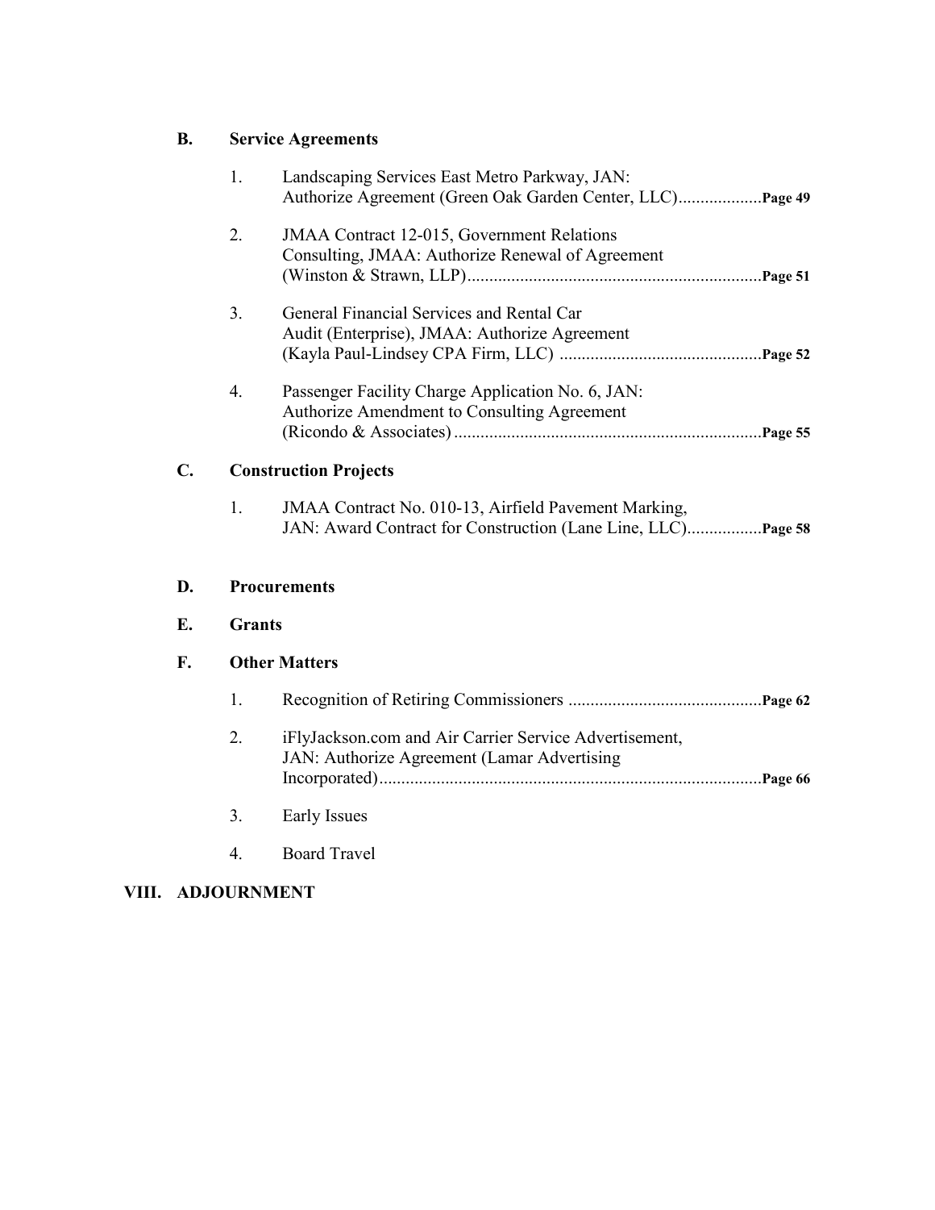**B. Service Agreements**

1. Landscaping Services East Metro Parkway, JAN: Authorize Agreement (Green Oak Garden Center, LLC)....................**Page 49**

2. JMAA Contract 12-015, Government Relations Consulting, JMAA: Authorize Renewal of Agreement (Winston & Strawn, LLP)...................................................................**Page 51**

3. General Financial Services and Rental Car Audit (Enterprise), JMAA: Authorize Agreement (Kayla Paul-Lindsey CPA Firm, LLC) ..............................................**Page 52**

4. Passenger Facility Charge Application No. 6, JAN: Authorize Amendment to Consulting Agreement (Ricondo & Associates) ......................................................................**Page 55**

**C. Construction Projects**

1. JMAA Contract No. 010-13, Airfield Pavement Marking, JAN: Award Contract for Construction (Lane Line, LLC).................**Page 58**

**D. Procurements**

**E. Grants**

**F. Other Matters**

1. Recognition of Retiring Commissioners ............................................**Page 62**

2. iFlyJackson.com and Air Carrier Service Advertisement, JAN: Authorize Agreement (Lamar Advertising Incorporated).......................................................................................**Page 66**

3. Early Issues

4. Board Travel

**VIII. ADJOURNMENT**